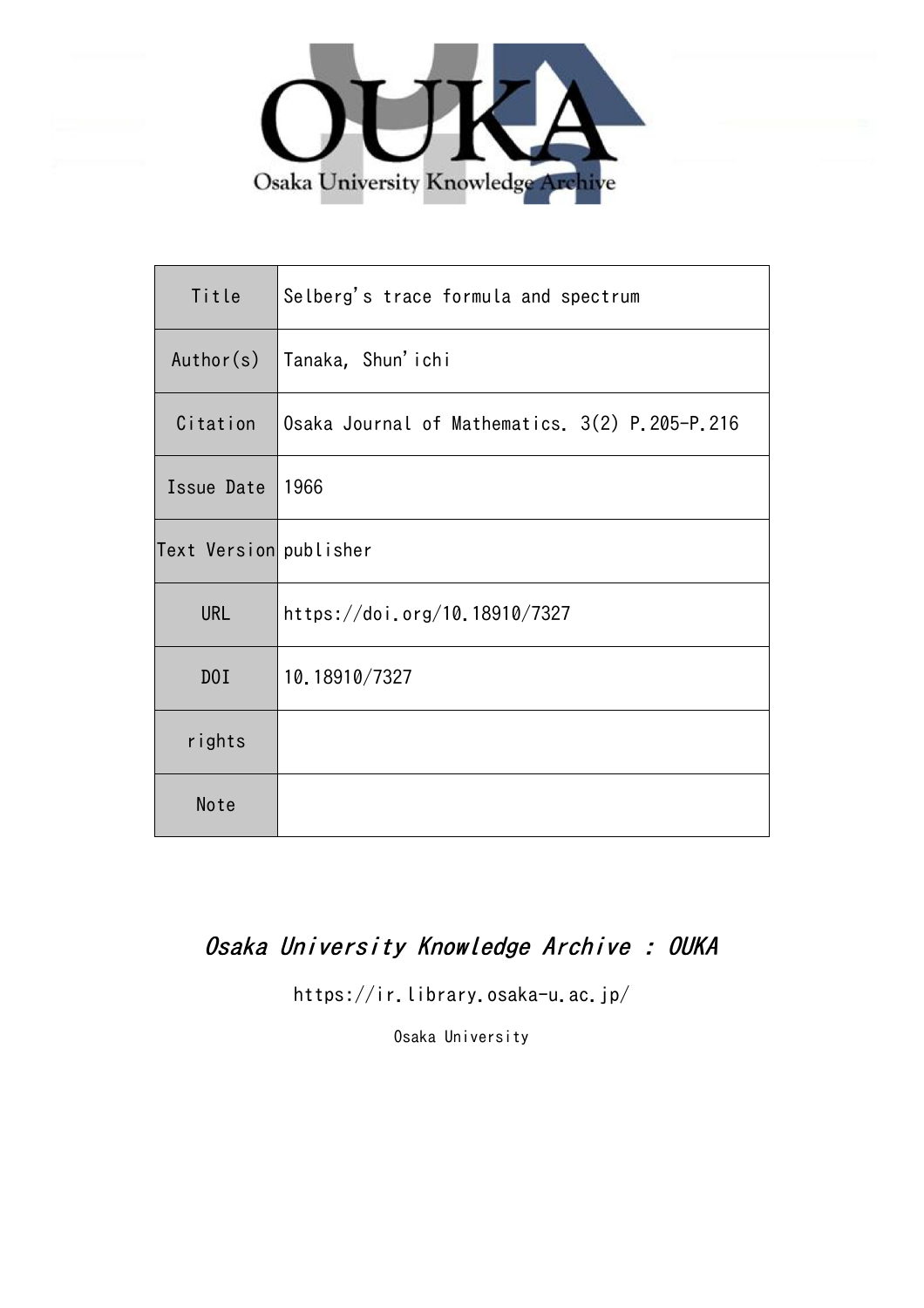Osaka University Knowledge Archive

| Title | Selberg's trace formula and spectrum |
| --- | --- |
| Author(s) | Tanaka, Shun'ichi |
| Citation | Osaka Journal of Mathematics. 3(2) P.205-P.216 |
| Issue Date | 1966 |
| Text Version | publisher |
| URL | https://doi.org/10.18910/7327 |
| DOI | 10.18910/7327 |
| rights | |
| Note | |

*Osaka University Knowledge Archive : OUKA*

https://ir.library.osaka-u.ac.jp/

Osaka University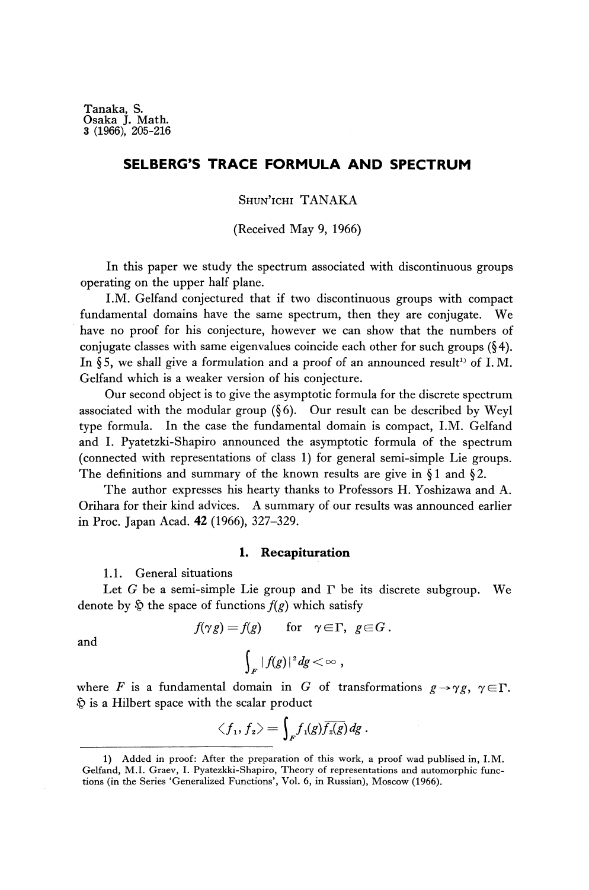Tanaka, S.
Osaka J. Math.
3 (1966), 205-216

# SELBERG'S TRACE FORMULA AND SPECTRUM

SHUN'ICHI TANAKA

(Received May 9, 1966)

In this paper we study the spectrum associated with discontinuous groups operating on the upper half plane.

I.M. Gelfand conjectured that if two discontinuous groups with compact fundamental domains have the same spectrum, then they are conjugate. We have no proof for his conjecture, however we can show that the numbers of conjugate classes with same eigenvalues coincide each other for such groups (§4). In §5, we shall give a formulation and a proof of an announced result[1] of I. M. Gelfand which is a weaker version of his conjecture.

Our second object is to give the asymptotic formula for the discrete spectrum associated with the modular group (§6). Our result can be described by Weyl type formula. In the case the fundamental domain is compact, I.M. Gelfand and I. Pyatetzki-Shapiro announced the asymptotic formula of the spectrum (connected with representations of class 1) for general semi-simple Lie groups. The definitions and summary of the known results are give in §1 and §2.

The author expresses his hearty thanks to Professors H. Yoshizawa and A. Orihara for their kind advices. A summary of our results was announced earlier in Proc. Japan Acad. **42** (1966), 327–329.

## 1. Recapituration

### 1.1. General situations

Let $G$ be a semi-simple Lie group and $\Gamma$ be its discrete subgroup. We denote by $\mathfrak{H}$ the space of functions $f(g)$ which satisfy

$$f(\gamma g) = f(g) \quad \text{for} \quad \gamma \in \Gamma, \ g \in G.$$

and

$$\int_F |f(g)|^2 dg < \infty ,$$

where $F$ is a fundamental domain in $G$ of transformations $g \to \gamma g$, $\gamma \in \Gamma$. $\mathfrak{H}$ is a Hilbert space with the scalar product

$$\langle f_1, f_2 \rangle = \int_F f_1(g) \overline{f_2(g)} dg .$$

---

1) Added in proof: After the preparation of this work, a proof wad publised in, I.M. Gelfand, M.I. Graev, I. Pyatezkki-Shapiro, Theory of representations and automorphic functions (in the Series 'Generalized Functions', Vol. 6, in Russian), Moscow (1966).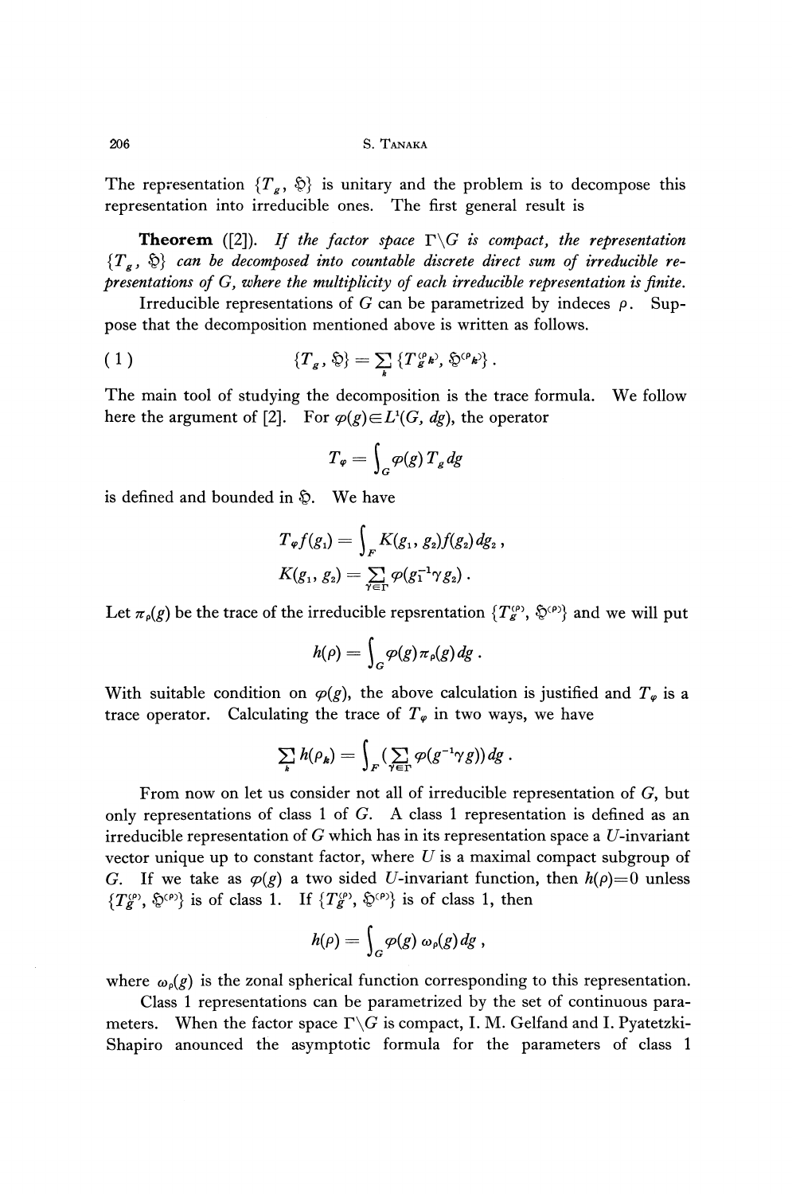The representation $\{T_g, \mathfrak{H}\}$ is unitary and the problem is to decompose this representation into irreducible ones. The first general result is

**Theorem** ([2]). *If the factor space $\Gamma\backslash G$ is compact, the representation $\{T_g, \mathfrak{H}\}$ can be decomposed into countable discrete direct sum of irreducible representations of G, where the multiplicity of each irreducible representation is finite.*

Irreducible representations of $G$ can be parametrized by indeces $\rho$. Suppose that the decomposition mentioned above is written as follows.

$$(1) \qquad \{T_g, \mathfrak{H}\} = \sum_k \{T_g^{(\rho_k)}, \mathfrak{H}^{(\rho_k)}\}.$$

The main tool of studying the decomposition is the trace formula. We follow here the argument of [2]. For $\varphi(g) \in L^1(G, dg)$, the operator

$$T_\varphi = \int_G \varphi(g) T_g dg$$

is defined and bounded in $\mathfrak{H}$. We have

$$T_\varphi f(g_1) = \int_F K(g_1, g_2) f(g_2) dg_2,$$

$$K(g_1, g_2) = \sum_{\gamma \in \Gamma} \varphi(g_1^{-1} \gamma g_2).$$

Let $\pi_\rho(g)$ be the trace of the irreducible repsrentation $\{T_g^{(\rho)}, \mathfrak{H}^{(\rho)}\}$ and we will put

$$h(\rho) = \int_G \varphi(g) \pi_\rho(g) dg.$$

With suitable condition on $\varphi(g)$, the above calculation is justified and $T_\varphi$ is a trace operator. Calculating the trace of $T_\varphi$ in two ways, we have

$$\sum_k h(\rho_k) = \int_F \Big(\sum_{\gamma \in \Gamma} \varphi(g^{-1} \gamma g)\Big) dg.$$

From now on let us consider not all of irreducible representation of $G$, but only representations of class 1 of $G$. A class 1 representation is defined as an irreducible representation of $G$ which has in its representation space a $U$-invariant vector unique up to constant factor, where $U$ is a maximal compact subgroup of $G$. If we take as $\varphi(g)$ a two sided $U$-invariant function, then $h(\rho) = 0$ unless $\{T_g^{(\rho)}, \mathfrak{H}^{(\rho)}\}$ is of class 1. If $\{T_g^{(\rho)}, \mathfrak{H}^{(\rho)}\}$ is of class 1, then

$$h(\rho) = \int_G \varphi(g)\, \omega_\rho(g) dg,$$

where $\omega_\rho(g)$ is the zonal spherical function corresponding to this representation.

Class 1 representations can be parametrized by the set of continuous parameters. When the factor space $\Gamma\backslash G$ is compact, I. M. Gelfand and I. Pyatetzki-Shapiro anounced the asymptotic formula for the parameters of class 1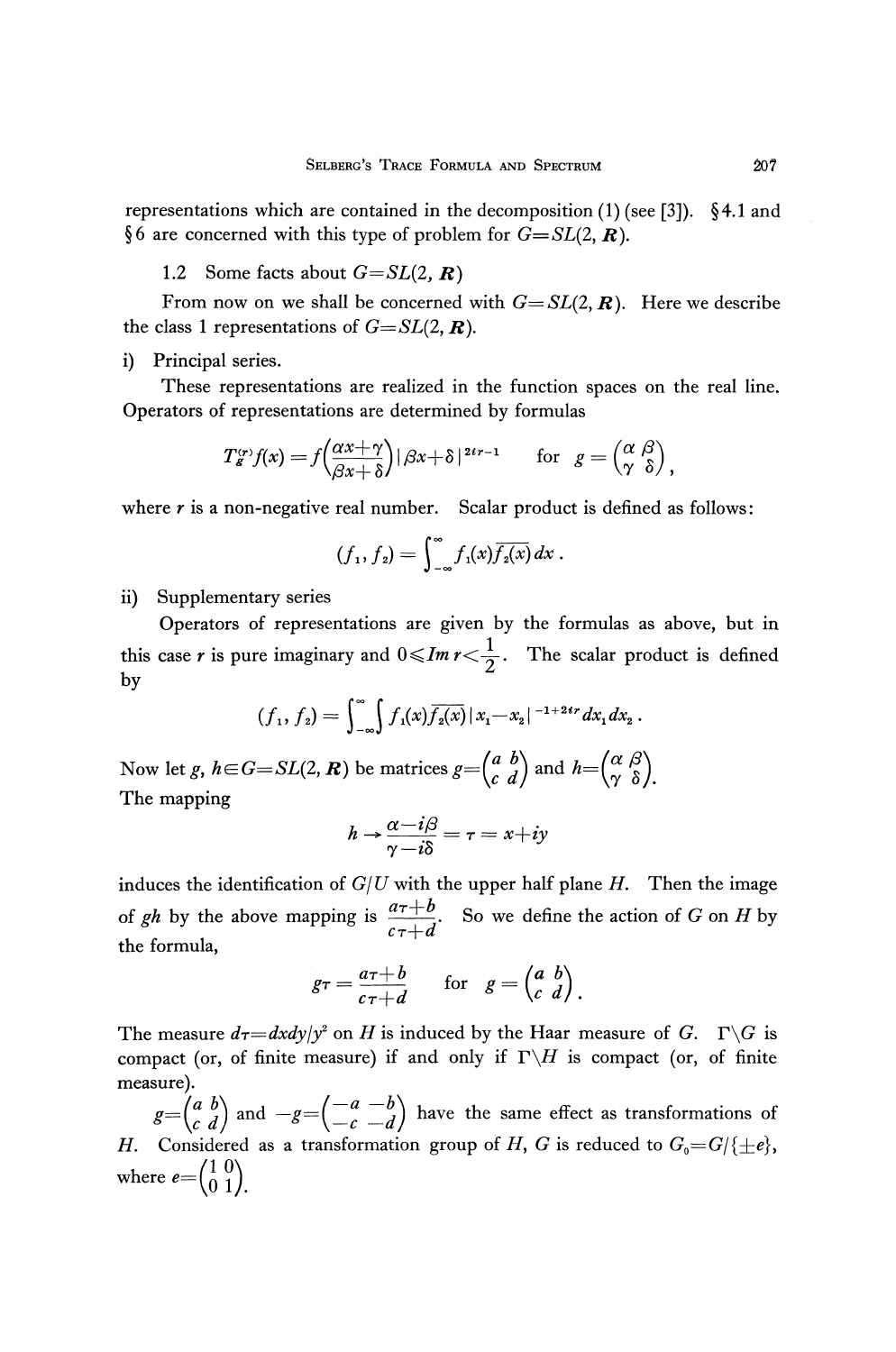representations which are contained in the decomposition (1) (see [3]). §4.1 and §6 are concerned with this type of problem for $G=SL(2, \boldsymbol{R})$.

1.2 Some facts about $G=SL(2, \boldsymbol{R})$

From now on we shall be concerned with $G=SL(2, \boldsymbol{R})$. Here we describe the class 1 representations of $G=SL(2, \boldsymbol{R})$.

i) Principal series.

These representations are realized in the function spaces on the real line. Operators of representations are determined by formulas

$$T_g^{(r)}f(x)=f\left(\frac{\alpha x+\gamma}{\beta x+\delta}\right)|\beta x+\delta|^{2ir-1} \qquad \text{for } g=\begin{pmatrix}\alpha & \beta \\ \gamma & \delta\end{pmatrix},$$

where $r$ is a non-negative real number. Scalar product is defined as follows:

$$(f_1, f_2)=\int_{-\infty}^{\infty} f_1(x)\overline{f_2(x)}\,dx\,.$$

ii) Supplementary series

Operators of representations are given by the formulas as above, but in this case $r$ is pure imaginary and $0 \leqslant Im\, r < \frac{1}{2}$. The scalar product is defined by

$$(f_1, f_2)=\int_{-\infty}^{\infty}\int f_1(x)\overline{f_2(x)}\,|x_1-x_2|^{-1+2ir}dx_1dx_2\,.$$

Now let $g$, $h \in G=SL(2, \boldsymbol{R})$ be matrices $g=\begin{pmatrix}a & b \\ c & d\end{pmatrix}$ and $h=\begin{pmatrix}\alpha & \beta \\ \gamma & \delta\end{pmatrix}$.

The mapping

$$h \to \frac{\alpha-i\beta}{\gamma-i\delta}=\tau=x+iy$$

induces the identification of $G/U$ with the upper half plane $H$. Then the image of $gh$ by the above mapping is $\dfrac{a\tau+b}{c\tau+d}$. So we define the action of $G$ on $H$ by the formula,

$$g\tau=\frac{a\tau+b}{c\tau+d} \qquad \text{for } g=\begin{pmatrix}a & b \\ c & d\end{pmatrix}.$$

The measure $d\tau=dxdy/y^2$ on $H$ is induced by the Haar measure of $G$. $\Gamma\backslash G$ is compact (or, of finite measure) if and only if $\Gamma\backslash H$ is compact (or, of finite measure).

$g=\begin{pmatrix}a & b \\ c & d\end{pmatrix}$ and $-g=\begin{pmatrix}-a & -b \\ -c & -d\end{pmatrix}$ have the same effect as transformations of $H$. Considered as a transformation group of $H$, $G$ is reduced to $G_0=G/\{\pm e\}$, where $e=\begin{pmatrix}1 & 0 \\ 0 & 1\end{pmatrix}$.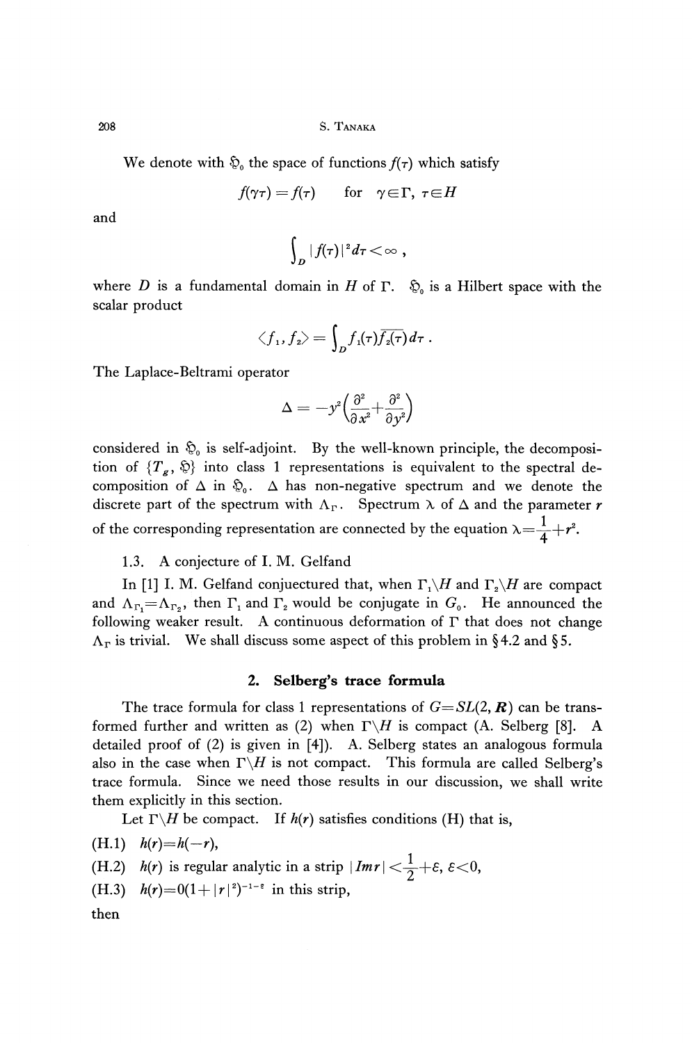We denote with $\mathfrak{H}_0$ the space of functions $f(\tau)$ which satisfy

$$f(\gamma\tau) = f(\tau) \qquad \text{for} \quad \gamma \in \Gamma, \ \tau \in H$$

and

$$\int_D |f(\tau)|^2 d\tau < \infty ,$$

where $D$ is a fundamental domain in $H$ of $\Gamma$. $\mathfrak{H}_0$ is a Hilbert space with the scalar product

$$\langle f_1, f_2 \rangle = \int_D f_1(\tau)\overline{f_2(\tau)} d\tau .$$

The Laplace-Beltrami operator

$$\Delta = -y^2\left(\frac{\partial^2}{\partial x^2} + \frac{\partial^2}{\partial y^2}\right)$$

considered in $\mathfrak{H}_0$ is self-adjoint. By the well-known principle, the decomposition of $\{T_g, \mathfrak{H}\}$ into class 1 representations is equivalent to the spectral decomposition of $\Delta$ in $\mathfrak{H}_0$. $\Delta$ has non-negative spectrum and we denote the discrete part of the spectrum with $\Lambda_\Gamma$. Spectrum $\lambda$ of $\Delta$ and the parameter $r$ of the corresponding representation are connected by the equation $\lambda = \frac{1}{4} + r^2$.

1.3. A conjecture of I. M. Gelfand

In [1] I. M. Gelfand conjuectured that, when $\Gamma_1 \backslash H$ and $\Gamma_2 \backslash H$ are compact and $\Lambda_{\Gamma_1} = \Lambda_{\Gamma_2}$, then $\Gamma_1$ and $\Gamma_2$ would be conjugate in $G_0$. He announced the following weaker result. A continuous deformation of $\Gamma$ that does not change $\Lambda_\Gamma$ is trivial. We shall discuss some aspect of this problem in §4.2 and §5.

## 2. Selberg's trace formula

The trace formula for class 1 representations of $G = SL(2, \boldsymbol{R})$ can be transformed further and written as (2) when $\Gamma \backslash H$ is compact (A. Selberg [8]. A detailed proof of (2) is given in [4]). A. Selberg states an analogous formula also in the case when $\Gamma \backslash H$ is not compact. This formula are called Selberg's trace formula. Since we need those results in our discussion, we shall write them explicitly in this section.

Let $\Gamma \backslash H$ be compact. If $h(r)$ satisfies conditions (H) that is,

(H.1) $h(r) = h(-r)$,

(H.2) $h(r)$ is regular analytic in a strip $|Im\, r| < \frac{1}{2} + \varepsilon$, $\varepsilon < 0$,

(H.3) $h(r) = 0(1 + |r|^2)^{-1-\varepsilon}$ in this strip,

then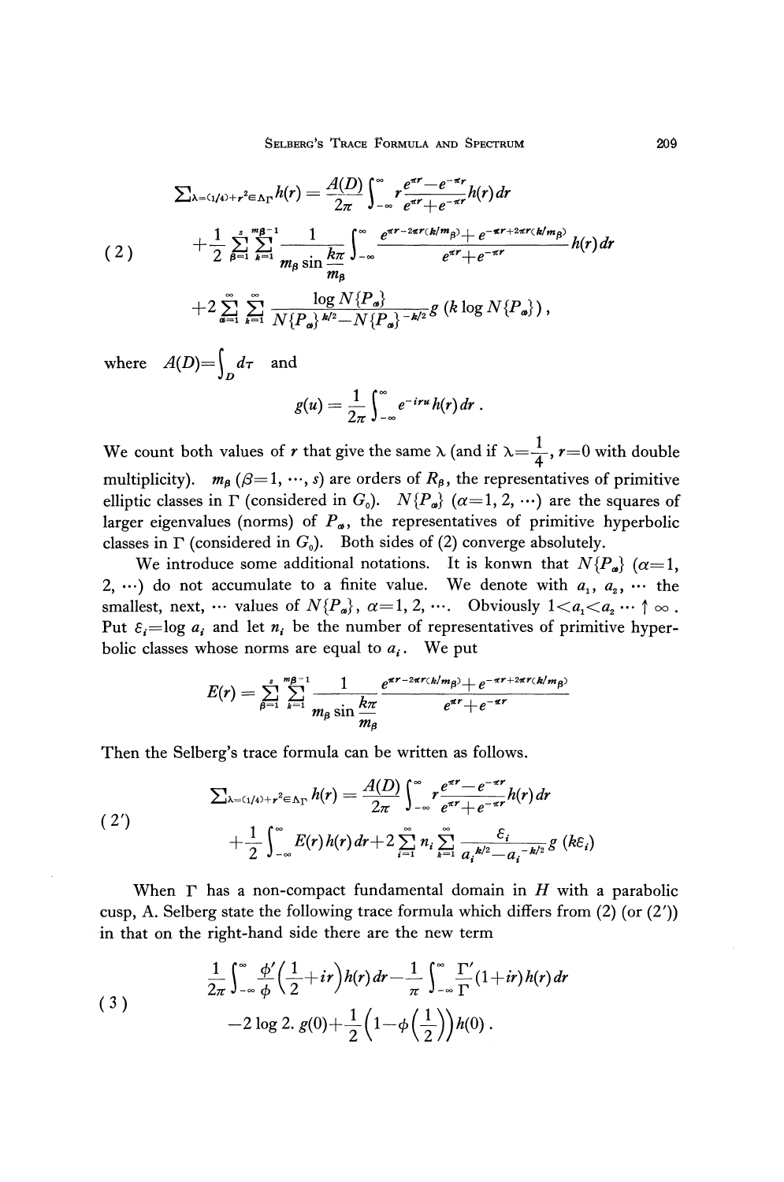$$
\begin{aligned}
\sum\nolimits_{\lambda=(1/4)+r^2\in\Lambda_\Gamma} h(r) &= \frac{A(D)}{2\pi}\int_{-\infty}^{\infty} r\frac{e^{\pi r}-e^{-\pi r}}{e^{\pi r}+e^{-\pi r}}h(r)\,dr \\
&+\frac{1}{2}\sum_{\beta=1}^{s}\sum_{k=1}^{m_\beta-1}\frac{1}{m_\beta\sin\dfrac{k\pi}{m_\beta}}\int_{-\infty}^{\infty}\frac{e^{\pi r-2\pi r(k/m_\beta)}+e^{-\pi r+2\pi r(k/m_\beta)}}{e^{\pi r}+e^{-\pi r}}h(r)\,dr \\
&+2\sum_{\alpha=1}^{\infty}\sum_{k=1}^{\infty}\frac{\log N\{P_\alpha\}}{N\{P_\alpha\}^{k/2}-N\{P_\alpha\}^{-k/2}}g\,(k\log N\{P_\alpha\})\,,
\end{aligned}
\tag{2}
$$

where $A(D)=\int_D d\tau$ and

$$
g(u)=\frac{1}{2\pi}\int_{-\infty}^{\infty}e^{-iru}h(r)\,dr\,.
$$

We count both values of $r$ that give the same $\lambda$ (and if $\lambda=\frac{1}{4}$, $r=0$ with double multiplicity). $m_\beta$ $(\beta=1,\cdots,s)$ are orders of $R_\beta$, the representatives of primitive elliptic classes in $\Gamma$ (considered in $G_0$). $N\{P_\alpha\}$ $(\alpha=1,2,\cdots)$ are the squares of larger eigenvalues (norms) of $P_\alpha$, the representatives of primitive hyperbolic classes in $\Gamma$ (considered in $G_0$). Both sides of (2) converge absolutely.

We introduce some additional notations. It is konwn that $N\{P_\alpha\}$ $(\alpha=1, 2,\cdots)$ do not accumulate to a finite value. We denote with $a_1$, $a_2$, $\cdots$ the smallest, next, $\cdots$ values of $N\{P_\alpha\}$, $\alpha=1,2,\cdots$. Obviously $1<a_1<a_2\cdots\uparrow\infty$. Put $\varepsilon_i=\log a_i$ and let $n_i$ be the number of representatives of primitive hyperbolic classes whose norms are equal to $a_i$. We put

$$
E(r)=\sum_{\beta=1}^{s}\sum_{k=1}^{m_\beta-1}\frac{1}{m_\beta\sin\dfrac{k\pi}{m_\beta}}\frac{e^{\pi r-2\pi r(k/m_\beta)}+e^{-\pi r+2\pi r(k/m_\beta)}}{e^{\pi r}+e^{-\pi r}}
$$

Then the Selberg's trace formula can be written as follows.

$$
\begin{aligned}
\sum\nolimits_{\lambda=(1/4)+r^2\in\Lambda_\Gamma} h(r) &= \frac{A(D)}{2\pi}\int_{-\infty}^{\infty} r\frac{e^{\pi r}-e^{-\pi r}}{e^{\pi r}+e^{-\pi r}}h(r)\,dr \\
&+\frac{1}{2}\int_{-\infty}^{\infty}E(r)h(r)\,dr+2\sum_{i=1}^{\infty}n_i\sum_{k=1}^{\infty}\frac{\varepsilon_i}{a_i^{k/2}-a_i^{-k/2}}g\,(k\varepsilon_i)
\end{aligned}
\tag{2'}
$$

When $\Gamma$ has a non-compact fundamental domain in $H$ with a parabolic cusp, A. Selberg state the following trace formula which differs from (2) (or (2')) in that on the right-hand side there are the new term

$$
\begin{aligned}
&\frac{1}{2\pi}\int_{-\infty}^{\infty}\frac{\phi'}{\phi}\Big(\frac{1}{2}+ir\Big)h(r)\,dr-\frac{1}{\pi}\int_{-\infty}^{\infty}\frac{\Gamma'}{\Gamma}(1+ir)\,h(r)\,dr \\
&-2\log 2.\ g(0)+\frac{1}{2}\Big(1-\phi\Big(\frac{1}{2}\Big)\Big)h(0)\,.
\end{aligned}
\tag{3}
$$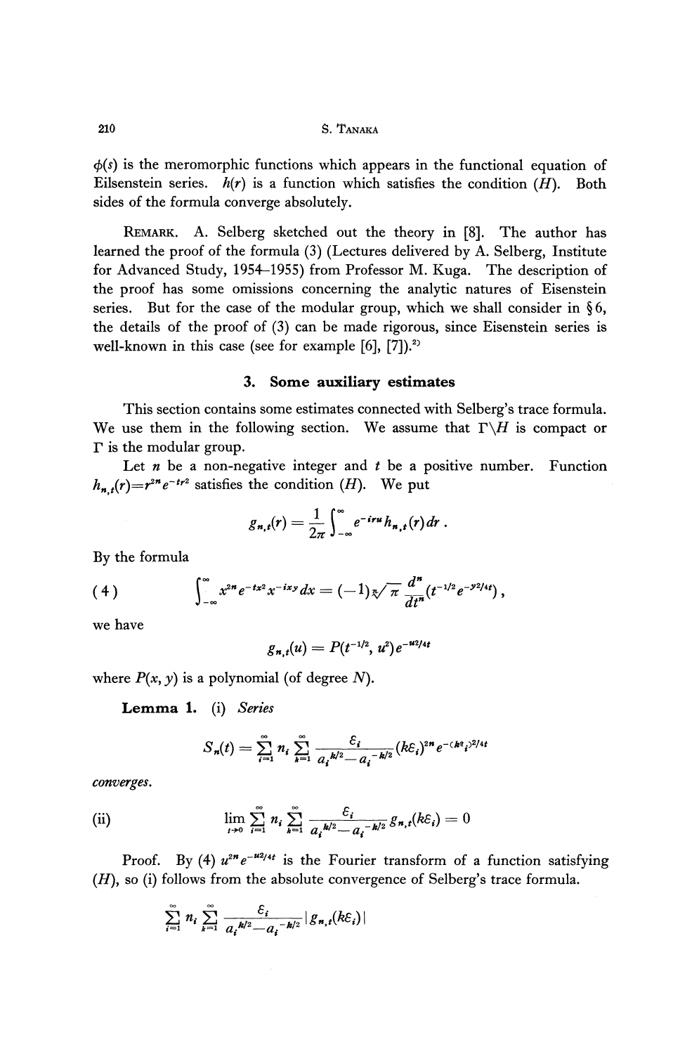$\phi(s)$ is the meromorphic functions which appears in the functional equation of Eilsenstein series. $h(r)$ is a function which satisfies the condition $(H)$. Both sides of the formula converge absolutely.

REMARK. A. Selberg sketched out the theory in [8]. The author has learned the proof of the formula (3) (Lectures delivered by A. Selberg, Institute for Advanced Study, 1954–1955) from Professor M. Kuga. The description of the proof has some omissions concerning the analytic natures of Eisenstein series. But for the case of the modular group, which we shall consider in § 6, the details of the proof of (3) can be made rigorous, since Eisenstein series is well-known in this case (see for example [6], [7]).[2]

## 3. Some auxiliary estimates

This section contains some estimates connected with Selberg's trace formula. We use them in the following section. We assume that $\Gamma\backslash H$ is compact or $\Gamma$ is the modular group.

Let $n$ be a non-negative integer and $t$ be a positive number. Function $h_{n,t}(r)=r^{2n}e^{-tr^2}$ satisfies the condition $(H)$. We put

$$g_{n,t}(r)=\frac{1}{2\pi}\int_{-\infty}^{\infty}e^{-iru}h_{n,t}(r)\,dr\,.$$

By the formula

$$(4) \qquad \int_{-\infty}^{\infty}x^{2n}e^{-tx^2}x^{-ixy}dx=(-1)\sqrt{\pi}\,\frac{d^n}{dt^n}(t^{-1/2}e^{-y^2/4t})\,,$$

we have

$$g_{n,t}(u)=P(t^{-1/2},\,u^2)e^{-u^2/4t}$$

where $P(x, y)$ is a polynomial (of degree $N$).

**Lemma 1.** (i) *Series*

$$S_n(t)=\sum_{i=1}^{\infty}n_i\sum_{k=1}^{\infty}\frac{\varepsilon_i}{a_i^{k/2}-a_i^{-k/2}}(k\varepsilon_i)^{2n}e^{-(k\varepsilon_i)^2/4t}$$

*converges.*

(ii) $$\lim_{t\to 0}\sum_{i=1}^{\infty}n_i\sum_{k=1}^{\infty}\frac{\varepsilon_i}{a_i^{k/2}-a_i^{-k/2}}g_{n,t}(k\varepsilon_i)=0$$

Proof. By (4) $u^{2n}e^{-u^2/4t}$ is the Fourier transform of a function satisfying $(H)$, so (i) follows from the absolute convergence of Selberg's trace formula.

$$\sum_{i=1}^{\infty}n_i\sum_{k=1}^{\infty}\frac{\varepsilon_i}{a_i^{k/2}-a_i^{-k/2}}|g_{n,t}(k\varepsilon_i)|$$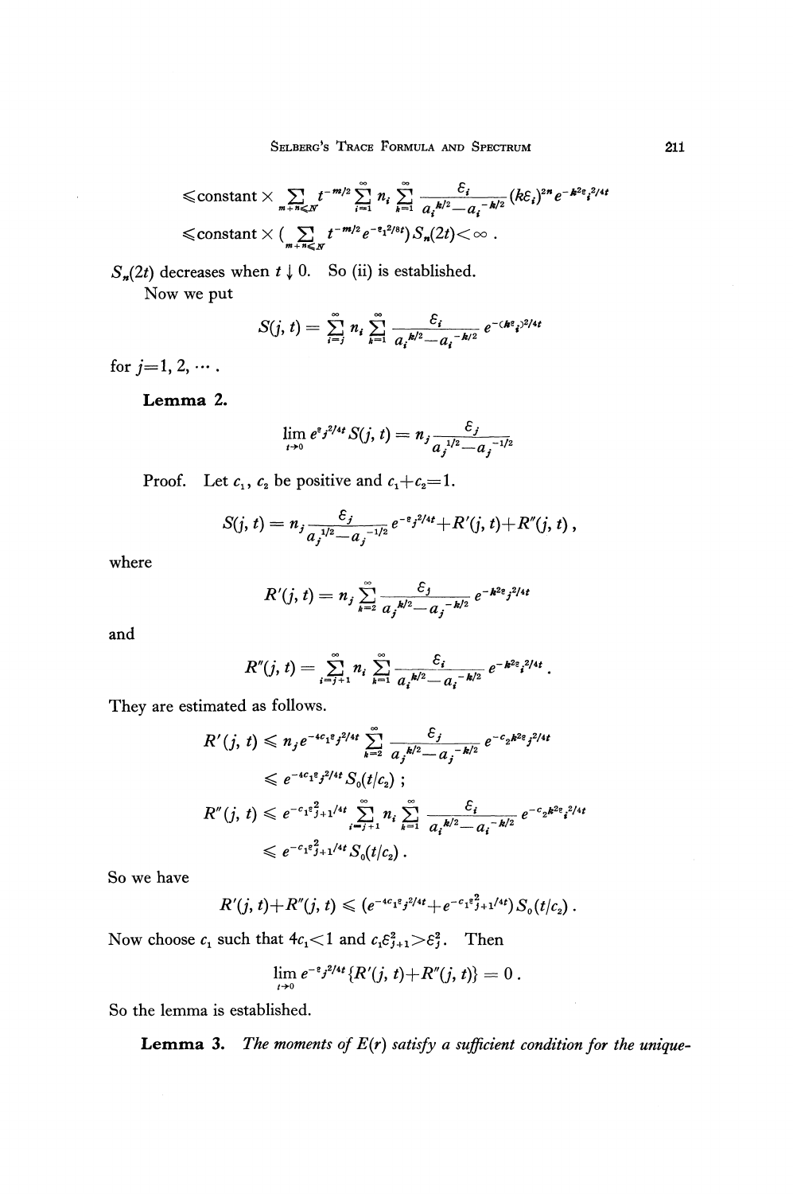$$\leqslant \text{constant} \times \sum_{m+n\leqslant N} t^{-m/2} \sum_{i=1}^{\infty} n_i \sum_{k=1}^{\infty} \frac{\varepsilon_i}{a_i^{k/2} - a_i^{-k/2}} (k\varepsilon_i)^{2n} e^{-k^2\varepsilon_i^2/4t}$$

$$\leqslant \text{constant} \times \Big(\sum_{m+n\leqslant N} t^{-m/2} e^{-\varepsilon_1^2/8t}\Big) S_n(2t) < \infty .$$

$S_n(2t)$ decreases when $t \downarrow 0$. So (ii) is established.

Now we put

$$S(j, t) = \sum_{i=j}^{\infty} n_i \sum_{k=1}^{\infty} \frac{\varepsilon_i}{a_i^{k/2} - a_i^{-k/2}} e^{-(k\varepsilon_i)^2/4t}$$

for $j=1, 2, \cdots$.

**Lemma 2.**

$$\lim_{t\to 0} e^{\varepsilon_j^2/4t} S(j, t) = n_j \frac{\varepsilon_j}{a_j^{1/2} - a_j^{-1/2}}$$

Proof. Let $c_1$, $c_2$ be positive and $c_1+c_2=1$.

$$S(j, t) = n_j \frac{\varepsilon_j}{a_j^{1/2} - a_j^{-1/2}} e^{-\varepsilon_j^2/4t} + R'(j, t) + R''(j, t) ,$$

where

$$R'(j, t) = n_j \sum_{k=2}^{\infty} \frac{\varepsilon_j}{a_j^{k/2} - a_j^{-k/2}} e^{-k^2\varepsilon_j^2/4t}$$

and

$$R''(j, t) = \sum_{i=j+1}^{\infty} n_i \sum_{k=1}^{\infty} \frac{\varepsilon_i}{a_i^{k/2} - a_i^{-k/2}} e^{-k^2\varepsilon_i^2/4t} .$$

They are estimated as follows.

$$R'(j, t) \leqslant n_j e^{-4c_1\varepsilon_j^2/4t} \sum_{k=2}^{\infty} \frac{\varepsilon_j}{a_j^{k/2} - a_j^{-k/2}} e^{-c_2 k^2\varepsilon_j^2/4t}$$

$$\leqslant e^{-4c_1\varepsilon_j^2/4t} S_0(t/c_2) ;$$

$$R''(j, t) \leqslant e^{-c_1\varepsilon_{j+1}^2/4t} \sum_{i=j+1}^{\infty} n_i \sum_{k=1}^{\infty} \frac{\varepsilon_i}{a_i^{k/2} - a_i^{-k/2}} e^{-c_2 k^2\varepsilon_i^2/4t}$$

$$\leqslant e^{-c_1\varepsilon_{j+1}^2/4t} S_0(t/c_2) .$$

So we have

$$R'(j, t) + R''(j, t) \leqslant (e^{-4c_1\varepsilon_j^2/4t} + e^{-c_1\varepsilon_{j+1}^2/4t}) S_0(t/c_2) .$$

Now choose $c_1$ such that $4c_1 < 1$ and $c_1\varepsilon_{j+1}^2 > \varepsilon_j^2$. Then

$$\lim_{t\to 0} e^{-\varepsilon_j^2/4t} \{R'(j, t) + R''(j, t)\} = 0 .$$

So the lemma is established.

**Lemma 3.** *The moments of $E(r)$ satisfy a sufficient condition for the unique-*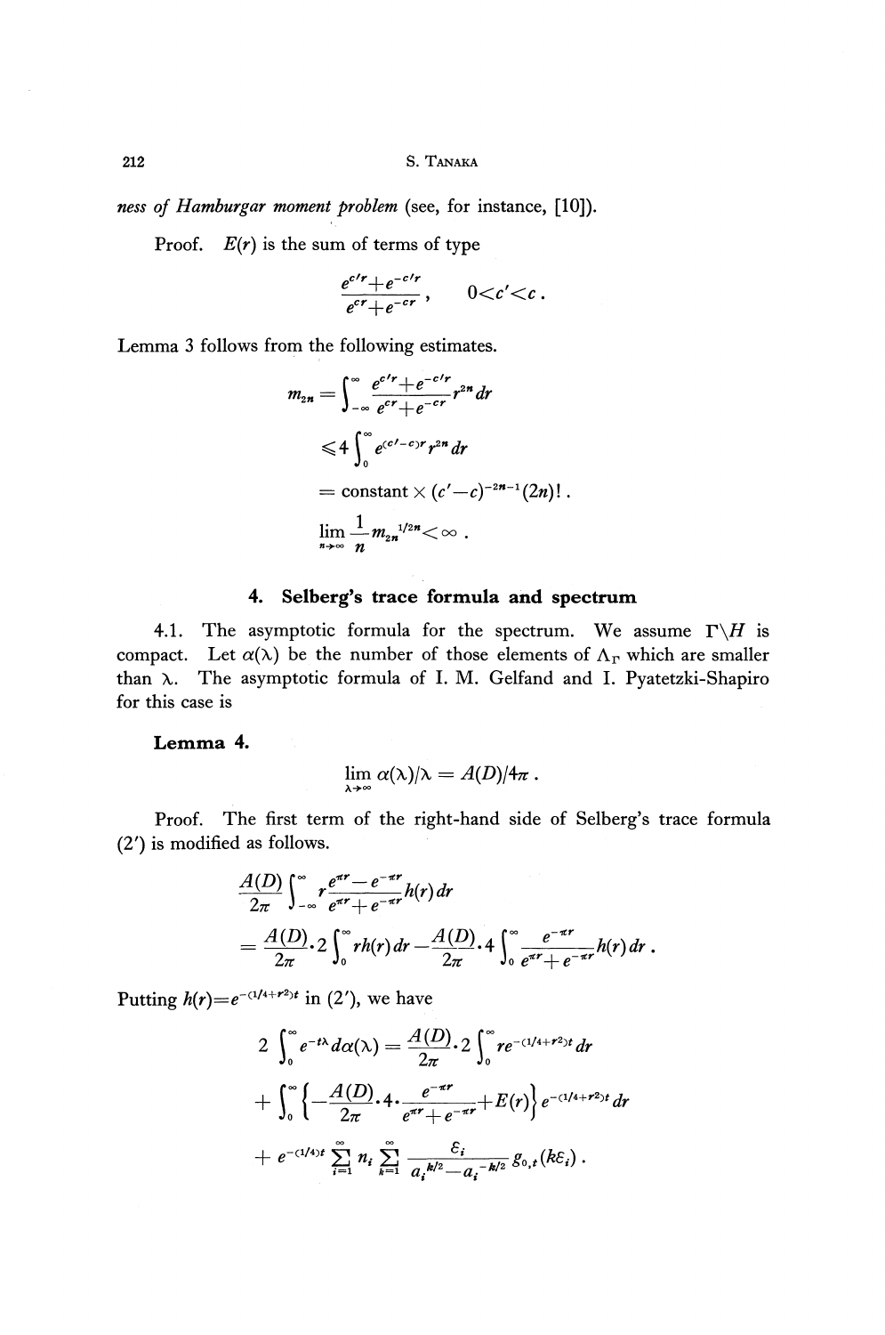*ness of Hamburgar moment problem* (see, for instance, [10]).

Proof. $E(r)$ is the sum of terms of type

$$\frac{e^{c'r}+e^{-c'r}}{e^{cr}+e^{-cr}}, \qquad 0<c'<c.$$

Lemma 3 follows from the following estimates.

$$m_{2n}=\int_{-\infty}^{\infty}\frac{e^{c'r}+e^{-c'r}}{e^{cr}+e^{-cr}}r^{2n}\,dr$$

$$\leqslant 4\int_{0}^{\infty}e^{(c'-c)r}r^{2n}\,dr$$

$$=\text{constant}\times(c'-c)^{-2n-1}(2n)!\,.$$

$$\lim_{n\to\infty}\frac{1}{n}m_{2n}{}^{1/2n}<\infty\,.$$

## 4. Selberg's trace formula and spectrum

4.1. The asymptotic formula for the spectrum. We assume $\Gamma\backslash H$ is compact. Let $\alpha(\lambda)$ be the number of those elements of $\Lambda_\Gamma$ which are smaller than $\lambda$. The asymptotic formula of I. M. Gelfand and I. Pyatetzki-Shapiro for this case is

**Lemma 4.**

$$\lim_{\lambda\to\infty}\alpha(\lambda)/\lambda=A(D)/4\pi\,.$$

Proof. The first term of the right-hand side of Selberg's trace formula (2′) is modified as follows.

$$\frac{A(D)}{2\pi}\int_{-\infty}^{\infty}r\frac{e^{\pi r}-e^{-\pi r}}{e^{\pi r}+e^{-\pi r}}h(r)\,dr$$

$$=\frac{A(D)}{2\pi}\cdot 2\int_{0}^{\infty}rh(r)\,dr-\frac{A(D)}{2\pi}\cdot 4\int_{0}^{\infty}\frac{e^{-\pi r}}{e^{\pi r}+e^{-\pi r}}h(r)\,dr\,.$$

Putting $h(r)=e^{-(1/4+r^2)t}$ in (2′), we have

$$2\int_{0}^{\infty}e^{-t\lambda}\,d\alpha(\lambda)=\frac{A(D)}{2\pi}\cdot 2\int_{0}^{\infty}re^{-(1/4+r^2)t}\,dr$$

$$+\int_{0}^{\infty}\left\{-\frac{A(D)}{2\pi}\cdot 4\cdot\frac{e^{-\pi r}}{e^{\pi r}+e^{-\pi r}}+E(r)\right\}e^{-(1/4+r^2)t}\,dr$$

$$+e^{-(1/4)t}\sum_{i=1}^{\infty}n_i\sum_{k=1}^{\infty}\frac{\varepsilon_i}{a_i^{k/2}-a_i^{-k/2}}g_{0,t}(k\varepsilon_i)\,.$$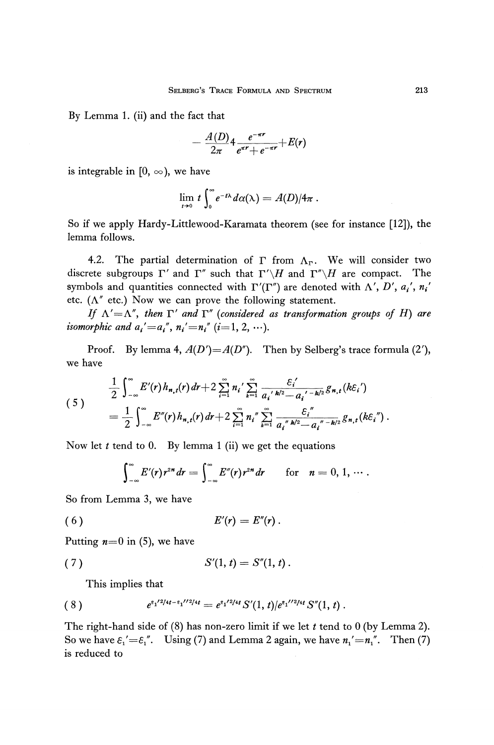By Lemma 1. (ii) and the fact that

$$-\frac{A(D)}{2\pi}4\frac{e^{-\pi r}}{e^{\pi r}+e^{-\pi r}}+E(r)$$

is integrable in $[0, \infty)$, we have

$$\lim_{t\to 0} t\int_0^\infty e^{-t\lambda}d\alpha(\lambda) = A(D)/4\pi\,.$$

So if we apply Hardy-Littlewood-Karamata theorem (see for instance [12]), the lemma follows.

4.2. The partial determination of $\Gamma$ from $\Lambda_\Gamma$. We will consider two discrete subgroups $\Gamma'$ and $\Gamma''$ such that $\Gamma'\backslash H$ and $\Gamma''\backslash H$ are compact. The symbols and quantities connected with $\Gamma'(\Gamma'')$ are denoted with $\Lambda'$, $D'$, $a_i'$, $n_i'$ etc. ($\Lambda''$ etc.) Now we can prove the following statement.

*If $\Lambda'=\Lambda''$, then $\Gamma'$ and $\Gamma''$ (considered as transformation groups of $H$) are isomorphic and $a_i'=a_i''$, $n_i'=n_i''$ $(i=1, 2, \cdots)$.*

Proof. By lemma 4, $A(D')=A(D'')$. Then by Selberg's trace formula (2′), we have

$$\begin{aligned}(5)\qquad &\frac{1}{2}\int_{-\infty}^{\infty}E'(r)h_{n,t}(r)dr+2\sum_{i=1}^{\infty}n_i'\sum_{k=1}^{\infty}\frac{\varepsilon_i'}{a_i'^{\,k/2}-a_i'^{\,-k/2}}g_{n,t}(k\varepsilon_i')\\ &=\frac{1}{2}\int_{-\infty}^{\infty}E''(r)h_{n,t}(r)dr+2\sum_{i=1}^{\infty}n_i''\sum_{k=1}^{\infty}\frac{\varepsilon_i''}{a_i''^{\,k/2}-a_i''^{\,-k/2}}g_{n,t}(k\varepsilon_i'')\,.\end{aligned}$$

Now let $t$ tend to 0. By lemma 1 (ii) we get the equations

$$\int_{-\infty}^{\infty}E'(r)r^{2n}dr=\int_{-\infty}^{\infty}E''(r)r^{2n}dr \qquad \text{for } n=0, 1, \cdots.$$

So from Lemma 3, we have

$$(6)\qquad E'(r)=E''(r)\,.$$

Putting $n=0$ in (5), we have

$$(7)\qquad S'(1, t)=S''(1, t)\,.$$

This implies that

$$(8)\qquad e^{\varepsilon_1'^2/4t-\varepsilon_1''^2/4t}=e^{\varepsilon_1'^2/4t}S'(1, t)/e^{\varepsilon_1''^2/4t}S''(1, t)\,.$$

The right-hand side of (8) has non-zero limit if we let $t$ tend to 0 (by Lemma 2). So we have $\varepsilon_1'=\varepsilon_1''$. Using (7) and Lemma 2 again, we have $n_1'=n_1''$. Then (7) is reduced to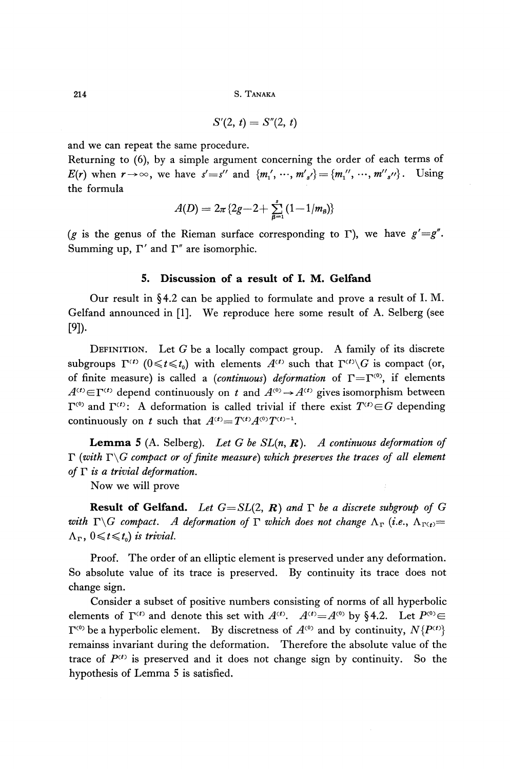$$S'(2, t) = S''(2, t)$$

and we can repeat the same procedure.

Returning to (6), by a simple argument concerning the order of each terms of $E(r)$ when $r \to \infty$, we have $s' = s''$ and $\{m_1', \cdots, m'_{s'}\} = \{m_1'', \cdots, m''_{s''}\}$. Using the formula

$$A(D) = 2\pi \{2g - 2 + \sum_{\beta=1}^{s} (1 - 1/m_\beta)\}$$

($g$ is the genus of the Rieman surface corresponding to $\Gamma$), we have $g' = g''$. Summing up, $\Gamma'$ and $\Gamma''$ are isomorphic.

## 5. Discussion of a result of I. M. Gelfand

Our result in §4.2 can be applied to formulate and prove a result of I. M. Gelfand announced in [1]. We reproduce here some result of A. Selberg (see [9]).

DEFINITION. Let $G$ be a locally compact group. A family of its discrete subgroups $\Gamma^{(t)}$ $(0 \leqslant t \leqslant t_0)$ with elements $A^{(t)}$ such that $\Gamma^{(t)} \backslash G$ is compact (or, of finite measure) is called a *(continuous) deformation* of $\Gamma = \Gamma^{(0)}$, if elements $A^{(t)} \in \Gamma^{(t)}$ depend continuously on $t$ and $A^{(0)} \to A^{(t)}$ gives isomorphism between $\Gamma^{(0)}$ and $\Gamma^{(t)}$: A deformation is called trivial if there exist $T^{(t)} \in G$ depending continuously on $t$ such that $A^{(t)} = T^{(t)} A^{(0)} T^{(t)-1}$.

**Lemma 5** (A. Selberg). *Let $G$ be $SL(n, \boldsymbol{R})$. A continuous deformation of $\Gamma$ (with $\Gamma \backslash G$ compact or of finite measure) which preserves the traces of all element of $\Gamma$ is a trivial deformation.*

Now we will prove

**Result of Gelfand.** *Let $G = SL(2, \boldsymbol{R})$ and $\Gamma$ be a discrete subgroup of $G$ with $\Gamma \backslash G$ compact. A deformation of $\Gamma$ which does not change $\Lambda_\Gamma$ (i.e., $\Lambda_{\Gamma^{(t)}} = \Lambda_\Gamma$, $0 \leqslant t \leqslant t_0$) is trivial.*

Proof. The order of an elliptic element is preserved under any deformation. So absolute value of its trace is preserved. By continuity its trace does not change sign.

Consider a subset of positive numbers consisting of norms of all hyperbolic elements of $\Gamma^{(t)}$ and denote this set with $A^{(t)}$. $A^{(t)} = A^{(0)}$ by §4.2. Let $P^{(0)} \in \Gamma^{(0)}$ be a hyperbolic element. By discretness of $A^{(0)}$ and by continuity, $N\{P^{(t)}\}$ remainss invariant during the deformation. Therefore the absolute value of the trace of $P^{(t)}$ is preserved and it does not change sign by continuity. So the hypothesis of Lemma 5 is satisfied.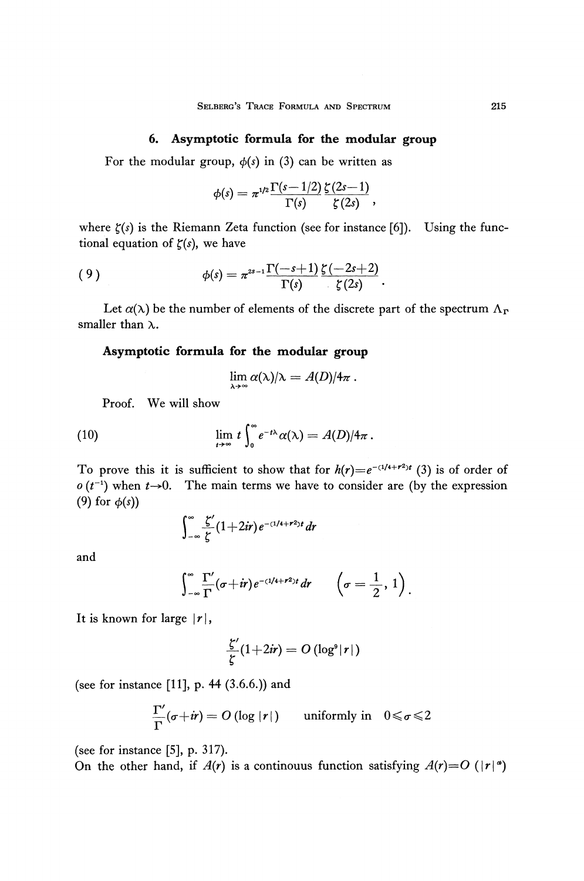## 6. Asymptotic formula for the modular group

For the modular group, $\phi(s)$ in (3) can be written as

$$\phi(s) = \pi^{1/2} \frac{\Gamma(s-1/2)}{\Gamma(s)} \frac{\zeta(2s-1)}{\zeta(2s)},$$

where $\zeta(s)$ is the Riemann Zeta function (see for instance [6]). Using the functional equation of $\zeta(s)$, we have

$$\phi(s) = \pi^{2s-1} \frac{\Gamma(-s+1)}{\Gamma(s)} \frac{\zeta(-2s+2)}{\zeta(2s)}. \tag{9}$$

Let $\alpha(\lambda)$ be the number of elements of the discrete part of the spectrum $\Lambda_\Gamma$ smaller than $\lambda$.

**Asymptotic formula for the modular group**

$$\lim_{\lambda \to \infty} \alpha(\lambda)/\lambda = A(D)/4\pi.$$

Proof. We will show

$$\lim_{t \to \infty} t \int_0^\infty e^{-t\lambda} \alpha(\lambda) = A(D)/4\pi. \tag{10}$$

To prove this it is sufficient to show that for $h(r) = e^{-(1/4+r^2)t}$ (3) is of order of $o(t^{-1})$ when $t \to 0$. The main terms we have to consider are (by the expression (9) for $\phi(s)$)

$$\int_{-\infty}^{\infty} \frac{\zeta'}{\zeta}(1+2ir) e^{-(1/4+r^2)t} dr$$

and

$$\int_{-\infty}^{\infty} \frac{\Gamma'}{\Gamma}(\sigma+ir) e^{-(1/4+r^2)t} dr \qquad \left(\sigma = \frac{1}{2}, 1\right).$$

It is known for large $|r|$,

$$\frac{\zeta'}{\zeta}(1+2ir) = O(\log^9 |r|)$$

(see for instance [11], p. 44 (3.6.6.)) and

$$\frac{\Gamma'}{\Gamma}(\sigma+ir) = O(\log |r|) \qquad \text{uniformly in } 0 \leqslant \sigma \leqslant 2$$

(see for instance [5], p. 317).

On the other hand, if $A(r)$ is a continouous function satisfying $A(r) = O(|r|^a)$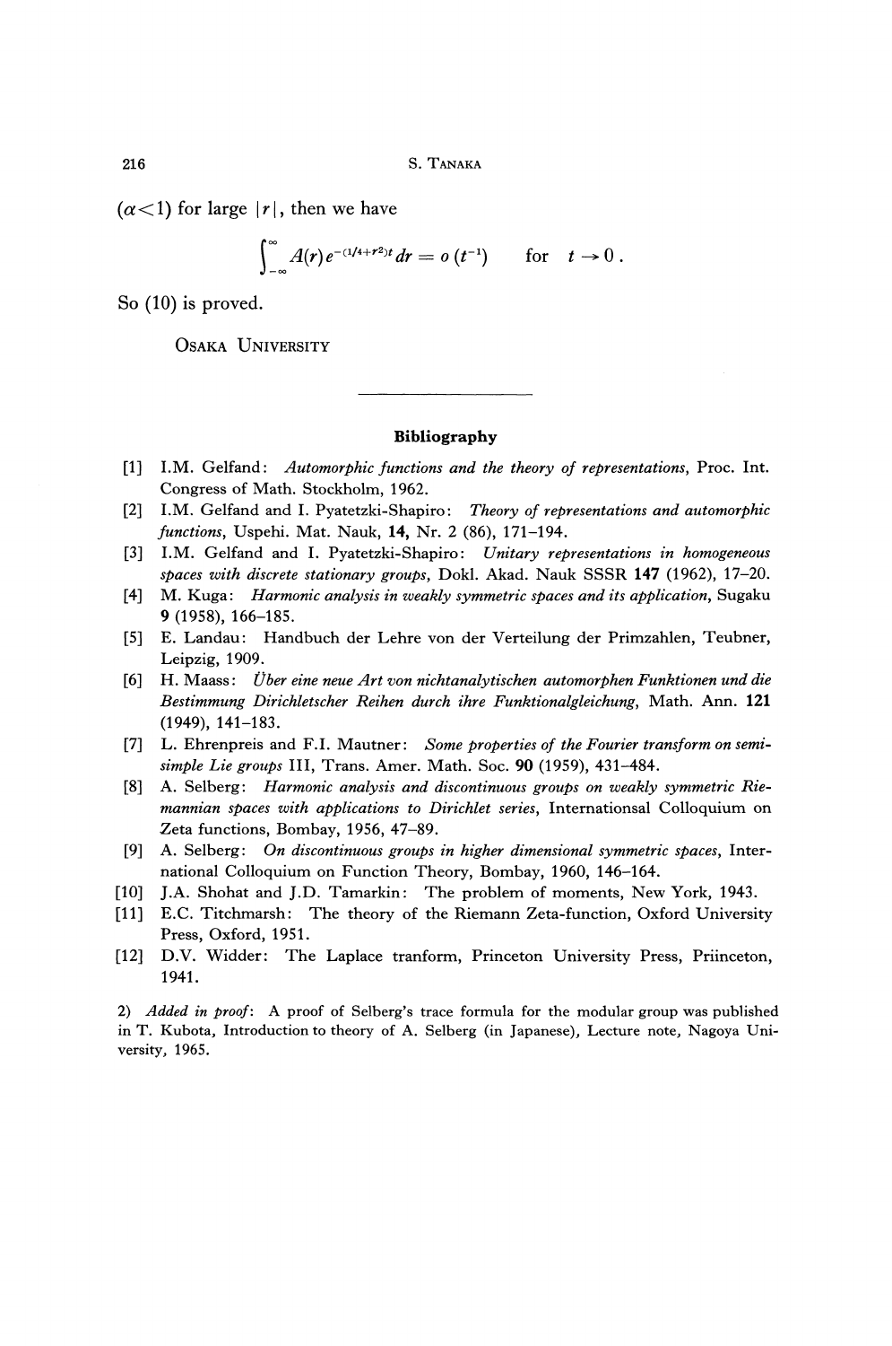($\alpha<1$) for large $|r|$, then we have

$$\int_{-\infty}^{\infty} A(r)e^{-(1/4+r^2)t}\,dr = o(t^{-1}) \qquad \text{for} \quad t \to 0\,.$$

So (10) is proved.

OSAKA UNIVERSITY

---

### Bibliography

[1] I.M. Gelfand: *Automorphic functions and the theory of representations*, Proc. Int. Congress of Math. Stockholm, 1962.

[2] I.M. Gelfand and I. Pyatetzki-Shapiro: *Theory of representations and automorphic functions*, Uspehi. Mat. Nauk, **14**, Nr. 2 (86), 171–194.

[3] I.M. Gelfand and I. Pyatetzki-Shapiro: *Unitary representations in homogeneous spaces with discrete stationary groups*, Dokl. Akad. Nauk SSSR **147** (1962), 17–20.

[4] M. Kuga: *Harmonic analysis in weakly symmetric spaces and its application*, Sugaku **9** (1958), 166–185.

[5] E. Landau: Handbuch der Lehre von der Verteilung der Primzahlen, Teubner, Leipzig, 1909.

[6] H. Maass: *Über eine neue Art von nichtanalytischen automorphen Funktionen und die Bestimmung Dirichletscher Reihen durch ihre Funktionalgleichung*, Math. Ann. **121** (1949), 141–183.

[7] L. Ehrenpreis and F.I. Mautner: *Some properties of the Fourier transform on semi-simple Lie groups* III, Trans. Amer. Math. Soc. **90** (1959), 431–484.

[8] A. Selberg: *Harmonic analysis and discontinuous groups on weakly symmetric Riemannian spaces with applications to Dirichlet series*, Internationsal Colloquium on Zeta functions, Bombay, 1956, 47–89.

[9] A. Selberg: *On discontinuous groups in higher dimensional symmetric spaces*, International Colloquium on Function Theory, Bombay, 1960, 146–164.

[10] J.A. Shohat and J.D. Tamarkin: The problem of moments, New York, 1943.

[11] E.C. Titchmarsh: The theory of the Riemann Zeta-function, Oxford University Press, Oxford, 1951.

[12] D.V. Widder: The Laplace tranform, Princeton University Press, Priinceton, 1941.

2) *Added in proof*: A proof of Selberg's trace formula for the modular group was published in T. Kubota, Introduction to theory of A. Selberg (in Japanese), Lecture note, Nagoya University, 1965.